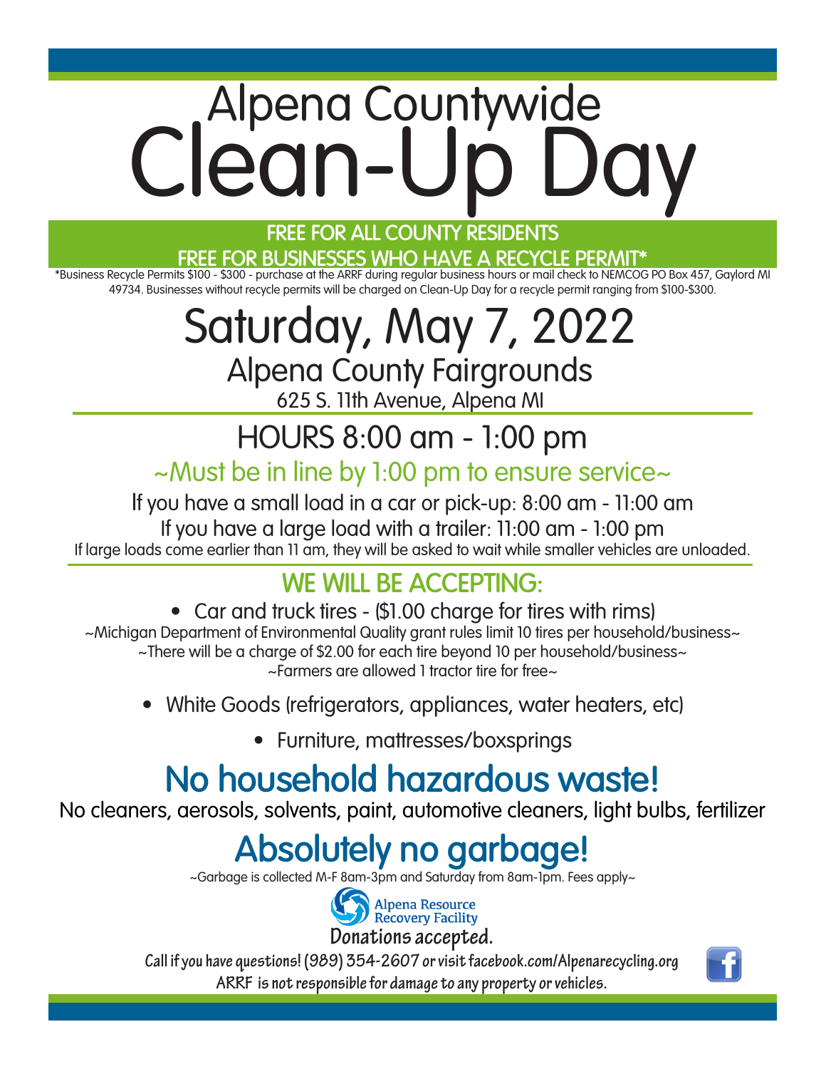# Alpena Countywide Clean-Up Day

**FREE FOR ALL COUNTY RESIDENTS**

**FREE FOR BUSINESSES WHO HAVE A RECYCLE PERMIT***

*Business Recycle Permits $100 - $300 - purchase at the ARRF during regular business hours or mail check to NEMCOG PO Box 457, Gaylord MI 49734. Businesses without recycle permits will be charged on Clean-Up Day for a recycle permit ranging from $100-$300.

## Saturday, May 7, 2022

### Alpena County Fairgrounds

625 S. 11th Avenue, Alpena MI

## HOURS 8:00 am - 1:00 pm

~Must be in line by 1:00 pm to ensure service~

If you have a small load in a car or pick-up: 8:00 am - 11:00 am

If you have a large load with a trailer: 11:00 am - 1:00 pm

If large loads come earlier than 11 am, they will be asked to wait while smaller vehicles are unloaded.

## WE WILL BE ACCEPTING:

- Car and truck tires - ($1.00 charge for tires with rims)

~Michigan Department of Environmental Quality grant rules limit 10 tires per household/business~

~There will be a charge of $2.00 for each tire beyond 10 per household/business~

~Farmers are allowed 1 tractor tire for free~

- White Goods (refrigerators, appliances, water heaters, etc)
- Furniture, mattresses/boxsprings

## No household hazardous waste!

No cleaners, aerosols, solvents, paint, automotive cleaners, light bulbs, fertilizer

## Absolutely no garbage!

~Garbage is collected M-F 8am-3pm and Saturday from 8am-1pm. Fees apply~

Alpena Resource Recovery Facility

**Donations accepted.**

**Call if you have questions! (989) 354-2607 or visit facebook.com/Alpenarecycling.org**

**ARRF is not responsible for damage to any property or vehicles.**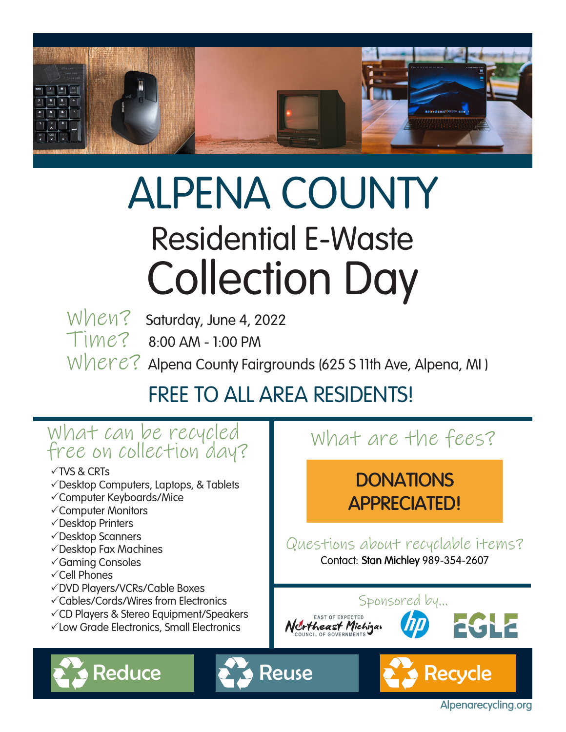# ALPENA COUNTY

## Residential E-Waste Collection Day

When? Saturday, June 4, 2022

Time? 8:00 AM - 1:00 PM

Where? Alpena County Fairgrounds (625 S 11th Ave, Alpena, MI )

## FREE TO ALL AREA RESIDENTS!

### What can be recycled free on collection day?

- ✓TVS & CRTs
- ✓Desktop Computers, Laptops, & Tablets
- ✓Computer Keyboards/Mice
- ✓Computer Monitors
- ✓Desktop Printers
- ✓Desktop Scanners
- ✓Desktop Fax Machines
- ✓Gaming Consoles
- ✓Cell Phones
- ✓DVD Players/VCRs/Cable Boxes
- ✓Cables/Cords/Wires from Electronics
- ✓CD Players & Stereo Equipment/Speakers
- ✓Low Grade Electronics, Small Electronics

### What are the fees?

**DONATIONS APPRECIATED!**

### Questions about recyclable items?

Contact: **Stan Michley** 989-354-2607

Sponsored by...

East of Expected Northeast Michigan Council of Governments

hp

EGLE

Reduce Reuse Recycle

Alpenarecycling.org